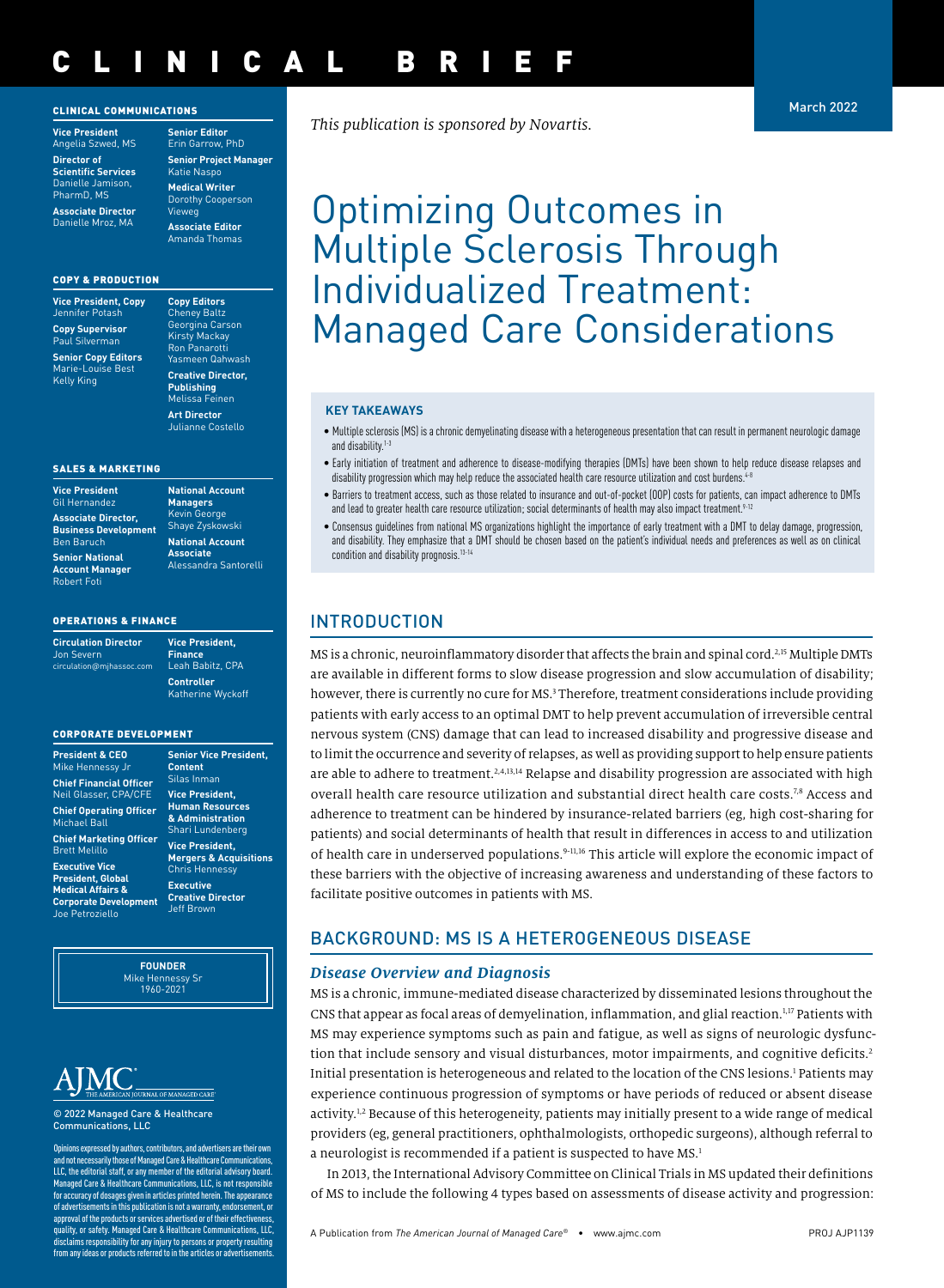# CLINICAL BRIEF

March 2022

**CLINICAL COMMUNICATIONS**

**Vice President**
Angelia Szwed, MS

**Director of Scientific Services**
Danielle Jamison, PharmD, MS

**Associate Director**
Danielle Mroz, MA

**Senior Editor**
Erin Garrow, PhD

**Senior Project Manager**
Katie Naspo

**Medical Writer**
Dorothy Cooperson Vieweg

**Associate Editor**
Amanda Thomas

**COPY & PRODUCTION**

**Vice President, Copy**
Jennifer Potash

**Copy Supervisor**
Paul Silverman

**Senior Copy Editors**
Marie-Louise Best
Kelly King

**Copy Editors**
Cheney Baltz
Georgina Carson
Kirsty Mackay
Ron Panarotti
Yasmeen Qahwash

**Creative Director, Publishing**
Melissa Feinen

**Art Director**
Julianne Costello

**SALES & MARKETING**

**Vice President**
Gil Hernandez

**Associate Director, Business Development**
Ben Baruch

**Senior National Account Manager**
Robert Foti

**National Account Managers**
Kevin George
Shaye Zyskowski

**National Account Associate**
Alessandra Santorelli

**OPERATIONS & FINANCE**

**Circulation Director**
Jon Severn
circulation@mjhassoc.com

**Vice President, Finance**
Leah Babitz, CPA

**Controller**
Katherine Wyckoff

**CORPORATE DEVELOPMENT**

**President & CEO**
Mike Hennessy Jr

**Chief Financial Officer**
Neil Glasser, CPA/CFE

**Chief Operating Officer**
Michael Ball

**Chief Marketing Officer**
Brett Melillo

**Executive Vice President, Global Medical Affairs & Corporate Development**
Joe Petroziello

**Senior Vice President, Content**
Silas Inman

**Vice President, Human Resources & Administration**
Shari Lundenberg

**Vice President, Mergers & Acquisitions**
Chris Hennessy

**Executive Creative Director**
Jeff Brown

**FOUNDER**
Mike Hennessy Sr
1960-2021

AJMC THE AMERICAN JOURNAL OF MANAGED CARE

© 2022 Managed Care & Healthcare Communications, LLC

Opinions expressed by authors, contributors, and advertisers are their own and not necessarily those of Managed Care & Healthcare Communications, LLC, the editorial staff, or any member of the editorial advisory board. Managed Care & Healthcare Communications, LLC, is not responsible for accuracy of dosages given in articles printed herein. The appearance of advertisements in this publication is not a warranty, endorsement, or approval of the products or services advertised or of their effectiveness, quality, or safety. Managed Care & Healthcare Communications, LLC, disclaims responsibility for any injury to persons or property resulting from any ideas or products referred to in the articles or advertisements.

*This publication is sponsored by Novartis.*

# Optimizing Outcomes in Multiple Sclerosis Through Individualized Treatment: Managed Care Considerations

**KEY TAKEAWAYS**

- Multiple sclerosis (MS) is a chronic demyelinating disease with a heterogeneous presentation that can result in permanent neurologic damage and disability.[1-3]
- Early initiation of treatment and adherence to disease-modifying therapies (DMTs) have been shown to help reduce disease relapses and disability progression which may help reduce the associated health care resource utilization and cost burdens.[4-8]
- Barriers to treatment access, such as those related to insurance and out-of-pocket (OOP) costs for patients, can impact adherence to DMTs and lead to greater health care resource utilization; social determinants of health may also impact treatment.[9-12]
- Consensus guidelines from national MS organizations highlight the importance of early treatment with a DMT to delay damage, progression, and disability. They emphasize that a DMT should be chosen based on the patient's individual needs and preferences as well as on clinical condition and disability prognosis.[13-14]

## INTRODUCTION

MS is a chronic, neuroinflammatory disorder that affects the brain and spinal cord.[2,15] Multiple DMTs are available in different forms to slow disease progression and slow accumulation of disability; however, there is currently no cure for MS.[3] Therefore, treatment considerations include providing patients with early access to an optimal DMT to help prevent accumulation of irreversible central nervous system (CNS) damage that can lead to increased disability and progressive disease and to limit the occurrence and severity of relapses, as well as providing support to help ensure patients are able to adhere to treatment.[2,4,13,14] Relapse and disability progression are associated with high overall health care resource utilization and substantial direct health care costs.[7,8] Access and adherence to treatment can be hindered by insurance-related barriers (eg, high cost-sharing for patients) and social determinants of health that result in differences in access to and utilization of health care in underserved populations.[9-11,16] This article will explore the economic impact of these barriers with the objective of increasing awareness and understanding of these factors to facilitate positive outcomes in patients with MS.

## BACKGROUND: MS IS A HETEROGENEOUS DISEASE

### *Disease Overview and Diagnosis*

MS is a chronic, immune-mediated disease characterized by disseminated lesions throughout the CNS that appear as focal areas of demyelination, inflammation, and glial reaction.[1,17] Patients with MS may experience symptoms such as pain and fatigue, as well as signs of neurologic dysfunction that include sensory and visual disturbances, motor impairments, and cognitive deficits.[2] Initial presentation is heterogeneous and related to the location of the CNS lesions.[1] Patients may experience continuous progression of symptoms or have periods of reduced or absent disease activity.[1,2] Because of this heterogeneity, patients may initially present to a wide range of medical providers (eg, general practitioners, ophthalmologists, orthopedic surgeons), although referral to a neurologist is recommended if a patient is suspected to have MS.[1]

In 2013, the International Advisory Committee on Clinical Trials in MS updated their definitions of MS to include the following 4 types based on assessments of disease activity and progression: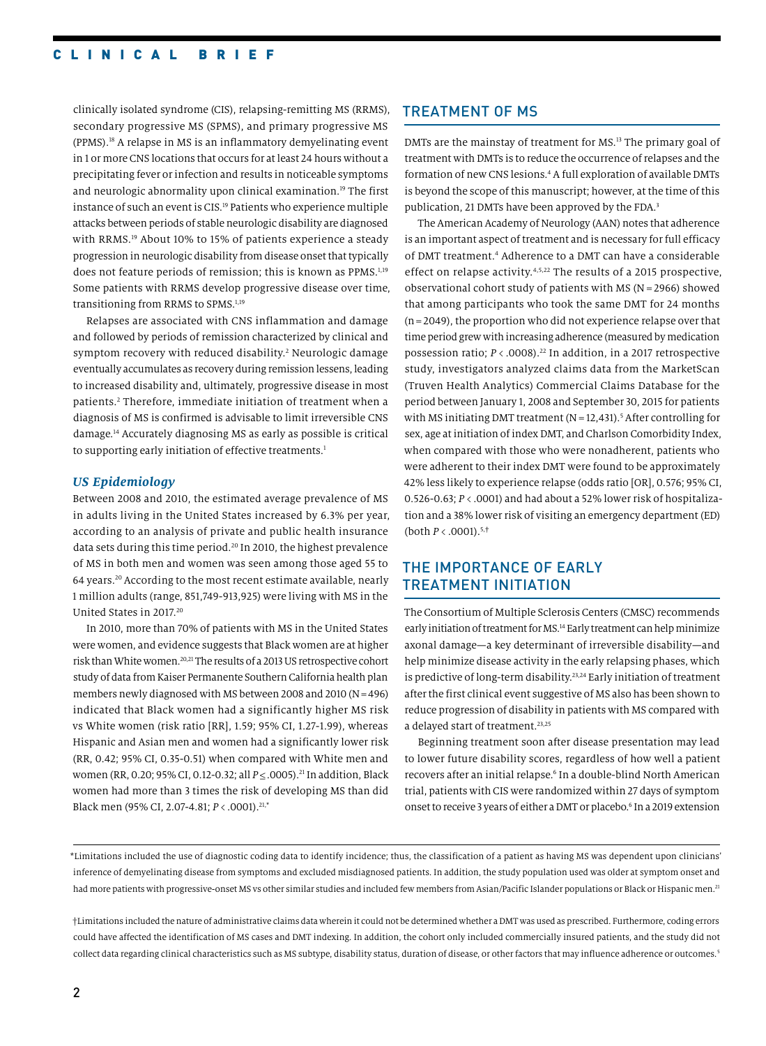clinically isolated syndrome (CIS), relapsing-remitting MS (RRMS), secondary progressive MS (SPMS), and primary progressive MS (PPMS).[18] A relapse in MS is an inflammatory demyelinating event in 1 or more CNS locations that occurs for at least 24 hours without a precipitating fever or infection and results in noticeable symptoms and neurologic abnormality upon clinical examination.[19] The first instance of such an event is CIS.[19] Patients who experience multiple attacks between periods of stable neurologic disability are diagnosed with RRMS.[19] About 10% to 15% of patients experience a steady progression in neurologic disability from disease onset that typically does not feature periods of remission; this is known as PPMS.[1,19] Some patients with RRMS develop progressive disease over time, transitioning from RRMS to SPMS.[1,19]

Relapses are associated with CNS inflammation and damage and followed by periods of remission characterized by clinical and symptom recovery with reduced disability.[2] Neurologic damage eventually accumulates as recovery during remission lessens, leading to increased disability and, ultimately, progressive disease in most patients.[2] Therefore, immediate initiation of treatment when a diagnosis of MS is confirmed is advisable to limit irreversible CNS damage.[14] Accurately diagnosing MS as early as possible is critical to supporting early initiation of effective treatments.[1]

### US Epidemiology

Between 2008 and 2010, the estimated average prevalence of MS in adults living in the United States increased by 6.3% per year, according to an analysis of private and public health insurance data sets during this time period.[20] In 2010, the highest prevalence of MS in both men and women was seen among those aged 55 to 64 years.[20] According to the most recent estimate available, nearly 1 million adults (range, 851,749-913,925) were living with MS in the United States in 2017.[20]

In 2010, more than 70% of patients with MS in the United States were women, and evidence suggests that Black women are at higher risk than White women.[20,21] The results of a 2013 US retrospective cohort study of data from Kaiser Permanente Southern California health plan members newly diagnosed with MS between 2008 and 2010 (N = 496) indicated that Black women had a significantly higher MS risk vs White women (risk ratio [RR], 1.59; 95% CI, 1.27-1.99), whereas Hispanic and Asian men and women had a significantly lower risk (RR, 0.42; 95% CI, 0.35-0.51) when compared with White men and women (RR, 0.20; 95% CI, 0.12-0.32; all $P \leq .0005$).[21] In addition, Black women had more than 3 times the risk of developing MS than did Black men (95% CI, 2.07-4.81; $P < .0001$).[21,*]

## TREATMENT OF MS

DMTs are the mainstay of treatment for MS.[13] The primary goal of treatment with DMTs is to reduce the occurrence of relapses and the formation of new CNS lesions.[4] A full exploration of available DMTs is beyond the scope of this manuscript; however, at the time of this publication, 21 DMTs have been approved by the FDA.[3]

The American Academy of Neurology (AAN) notes that adherence is an important aspect of treatment and is necessary for full efficacy of DMT treatment.[4] Adherence to a DMT can have a considerable effect on relapse activity.[4,5,22] The results of a 2015 prospective, observational cohort study of patients with MS (N = 2966) showed that among participants who took the same DMT for 24 months (n = 2049), the proportion who did not experience relapse over that time period grew with increasing adherence (measured by medication possession ratio; $P < .0008$).[22] In addition, in a 2017 retrospective study, investigators analyzed claims data from the MarketScan (Truven Health Analytics) Commercial Claims Database for the period between January 1, 2008 and September 30, 2015 for patients with MS initiating DMT treatment (N = 12,431).[5] After controlling for sex, age at initiation of index DMT, and Charlson Comorbidity Index, when compared with those who were nonadherent, patients who were adherent to their index DMT were found to be approximately 42% less likely to experience relapse (odds ratio [OR], 0.576; 95% CI, 0.526-0.63; $P < .0001$) and had about a 52% lower risk of hospitalization and a 38% lower risk of visiting an emergency department (ED) (both $P < .0001$).[5,†]

## THE IMPORTANCE OF EARLY TREATMENT INITIATION

The Consortium of Multiple Sclerosis Centers (CMSC) recommends early initiation of treatment for MS.[14] Early treatment can help minimize axonal damage—a key determinant of irreversible disability—and help minimize disease activity in the early relapsing phases, which is predictive of long-term disability.[23,24] Early initiation of treatment after the first clinical event suggestive of MS also has been shown to reduce progression of disability in patients with MS compared with a delayed start of treatment.[23,25]

Beginning treatment soon after disease presentation may lead to lower future disability scores, regardless of how well a patient recovers after an initial relapse.[6] In a double-blind North American trial, patients with CIS were randomized within 27 days of symptom onset to receive 3 years of either a DMT or placebo.[6] In a 2019 extension

*Limitations included the use of diagnostic coding data to identify incidence; thus, the classification of a patient as having MS was dependent upon clinicians' inference of demyelinating disease from symptoms and excluded misdiagnosed patients. In addition, the study population used was older at symptom onset and had more patients with progressive-onset MS vs other similar studies and included few members from Asian/Pacific Islander populations or Black or Hispanic men.[21]

†Limitations included the nature of administrative claims data wherein it could not be determined whether a DMT was used as prescribed. Furthermore, coding errors could have affected the identification of MS cases and DMT indexing. In addition, the cohort only included commercially insured patients, and the study did not collect data regarding clinical characteristics such as MS subtype, disability status, duration of disease, or other factors that may influence adherence or outcomes.[5]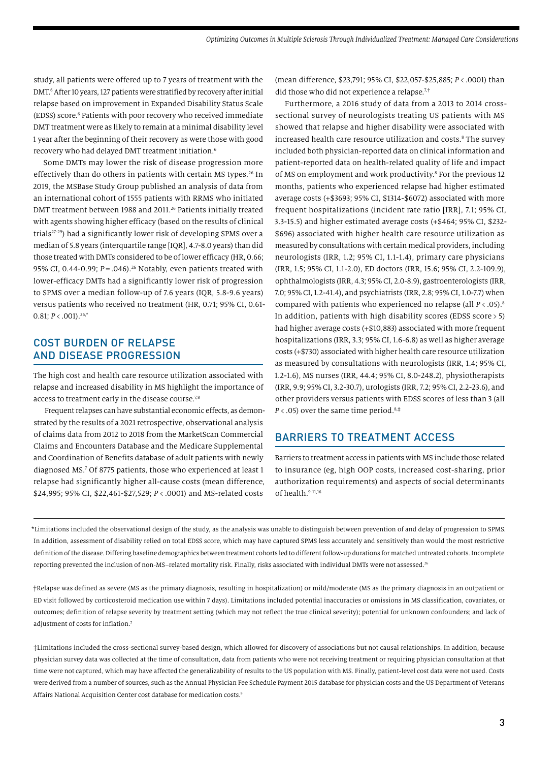study, all patients were offered up to 7 years of treatment with the DMT.[6] After 10 years, 127 patients were stratified by recovery after initial relapse based on improvement in Expanded Disability Status Scale (EDSS) score.[6] Patients with poor recovery who received immediate DMT treatment were as likely to remain at a minimal disability level 1 year after the beginning of their recovery as were those with good recovery who had delayed DMT treatment initiation.[6]

Some DMTs may lower the risk of disease progression more effectively than do others in patients with certain MS types.[26] In 2019, the MSBase Study Group published an analysis of data from an international cohort of 1555 patients with RRMS who initiated DMT treatment between 1988 and 2011.[26] Patients initially treated with agents showing higher efficacy (based on the results of clinical trials[27-29]) had a significantly lower risk of developing SPMS over a median of 5.8 years (interquartile range [IQR], 4.7-8.0 years) than did those treated with DMTs considered to be of lower efficacy (HR, 0.66; 95% CI, 0.44-0.99; $P = .046$).[26] Notably, even patients treated with lower-efficacy DMTs had a significantly lower risk of progression to SPMS over a median follow-up of 7.6 years (IQR, 5.8-9.6 years) versus patients who received no treatment (HR, 0.71; 95% CI, 0.61-0.81; $P < .001$).[26,*]

## COST BURDEN OF RELAPSE AND DISEASE PROGRESSION

The high cost and health care resource utilization associated with relapse and increased disability in MS highlight the importance of access to treatment early in the disease course.[7,8]

Frequent relapses can have substantial economic effects, as demonstrated by the results of a 2021 retrospective, observational analysis of claims data from 2012 to 2018 from the MarketScan Commercial Claims and Encounters Database and the Medicare Supplemental and Coordination of Benefits database of adult patients with newly diagnosed MS.[7] Of 8775 patients, those who experienced at least 1 relapse had significantly higher all-cause costs (mean difference, $24,995; 95% CI, $22,461-$27,529; $P < .0001$) and MS-related costs (mean difference, $23,791; 95% CI, $22,057-$25,885; $P < .0001$) than did those who did not experience a relapse.[7,†]

Furthermore, a 2016 study of data from a 2013 to 2014 cross-sectional survey of neurologists treating US patients with MS showed that relapse and higher disability were associated with increased health care resource utilization and costs.[8] The survey included both physician-reported data on clinical information and patient-reported data on health-related quality of life and impact of MS on employment and work productivity.[8] For the previous 12 months, patients who experienced relapse had higher estimated average costs (+$3693; 95% CI, $1314-$6072) associated with more frequent hospitalizations (incident rate ratio [IRR], 7.1; 95% CI, 3.3-15.5) and higher estimated average costs (+$464; 95% CI, $232-$696) associated with higher health care resource utilization as measured by consultations with certain medical providers, including neurologists (IRR, 1.2; 95% CI, 1.1-1.4), primary care physicians (IRR, 1.5; 95% CI, 1.1-2.0), ED doctors (IRR, 15.6; 95% CI, 2.2-109.9), ophthalmologists (IRR, 4.3; 95% CI, 2.0-8.9), gastroenterologists (IRR, 7.0; 95% CI, 1.2-41.4), and psychiatrists (IRR, 2.8; 95% CI, 1.0-7.7) when compared with patients who experienced no relapse (all $P < .05$).[8] In addition, patients with high disability scores (EDSS score > 5) had higher average costs (+$10,883) associated with more frequent hospitalizations (IRR, 3.3; 95% CI, 1.6-6.8) as well as higher average costs (+$730) associated with higher health care resource utilization as measured by consultations with neurologists (IRR, 1.4; 95% CI, 1.2-1.6), MS nurses (IRR, 44.4; 95% CI, 8.0-248.2), physiotherapists (IRR, 9.9; 95% CI, 3.2-30.7), urologists (IRR, 7.2; 95% CI, 2.2-23.6), and other providers versus patients with EDSS scores of less than 3 (all $P < .05$) over the same time period.[8,‡]

## BARRIERS TO TREATMENT ACCESS

Barriers to treatment access in patients with MS include those related to insurance (eg, high OOP costs, increased cost-sharing, prior authorization requirements) and aspects of social determinants of health.[9-11,16]

---

*Limitations included the observational design of the study, as the analysis was unable to distinguish between prevention of and delay of progression to SPMS. In addition, assessment of disability relied on total EDSS score, which may have captured SPMS less accurately and sensitively than would the most restrictive definition of the disease. Differing baseline demographics between treatment cohorts led to different follow-up durations for matched untreated cohorts. Incomplete reporting prevented the inclusion of non-MS–related mortality risk. Finally, risks associated with individual DMTs were not assessed.[26]

†Relapse was defined as severe (MS as the primary diagnosis, resulting in hospitalization) or mild/moderate (MS as the primary diagnosis in an outpatient or ED visit followed by corticosteroid medication use within 7 days). Limitations included potential inaccuracies or omissions in MS classification, covariates, or outcomes; definition of relapse severity by treatment setting (which may not reflect the true clinical severity); potential for unknown confounders; and lack of adjustment of costs for inflation.[7]

‡Limitations included the cross-sectional survey-based design, which allowed for discovery of associations but not causal relationships. In addition, because physician survey data was collected at the time of consultation, data from patients who were not receiving treatment or requiring physician consultation at that time were not captured, which may have affected the generalizability of results to the US population with MS. Finally, patient-level cost data were not used. Costs were derived from a number of sources, such as the Annual Physician Fee Schedule Payment 2015 database for physician costs and the US Department of Veterans Affairs National Acquisition Center cost database for medication costs.[8]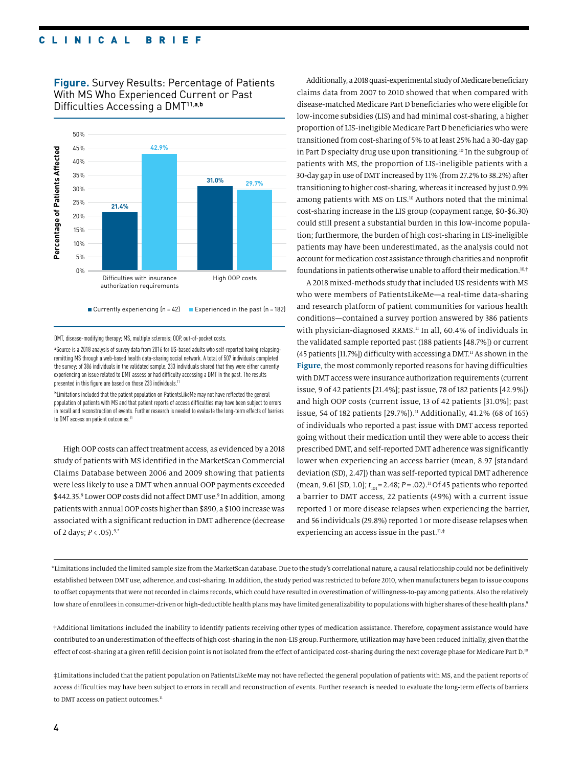**Figure.** Survey Results: Percentage of Patients With MS Who Experienced Current or Past Difficulties Accessing a DMT[11,a,b]

| | Currently experiencing (n = 42) | Experienced in the past (n = 182) |
|---|---|---|
| Difficulties with insurance authorization requirements | 21.4% | 42.9% |
| High OOP costs | 31.0% | 29.7% |

DMT, disease-modifying therapy; MS, multiple sclerosis; OOP, out-of-pocket costs.

[a]Source is a 2018 analysis of survey data from 2016 for US-based adults who self-reported having relapsing-remitting MS through a web-based health data-sharing social network. A total of 507 individuals completed the survey; of 386 individuals in the validated sample, 233 individuals shared that they were either currently experiencing an issue related to DMT assess or had difficulty accessing a DMT in the past. The results presented in this figure are based on those 233 individuals.[11]

[b]Limitations included that the patient population on PatientsLikeMe may not have reflected the general population of patients with MS and that patient reports of access difficulties may have been subject to errors in recall and reconstruction of events. Further research is needed to evaluate the long-term effects of barriers to DMT access on patient outcomes.[11]

High OOP costs can affect treatment access, as evidenced by a 2018 study of patients with MS identified in the MarketScan Commercial Claims Database between 2006 and 2009 showing that patients were less likely to use a DMT when annual OOP payments exceeded $442.35.[9] Lower OOP costs did not affect DMT use.[9] In addition, among patients with annual OOP costs higher than $890, a $100 increase was associated with a significant reduction in DMT adherence (decrease of 2 days; $P < .05$).[9,*]

Additionally, a 2018 quasi-experimental study of Medicare beneficiary claims data from 2007 to 2010 showed that when compared with disease-matched Medicare Part D beneficiaries who were eligible for low-income subsidies (LIS) and had minimal cost-sharing, a higher proportion of LIS-ineligible Medicare Part D beneficiaries who were transitioned from cost-sharing of 5% to at least 25% had a 30-day gap in Part D specialty drug use upon transitioning.[10] In the subgroup of patients with MS, the proportion of LIS-ineligible patients with a 30-day gap in use of DMT increased by 11% (from 27.2% to 38.2%) after transitioning to higher cost-sharing, whereas it increased by just 0.9% among patients with MS on LIS.[10] Authors noted that the minimal cost-sharing increase in the LIS group (copayment range, $0-$6.30) could still present a substantial burden in this low-income population; furthermore, the burden of high cost-sharing in LIS-ineligible patients may have been underestimated, as the analysis could not account for medication cost assistance through charities and nonprofit foundations in patients otherwise unable to afford their medication.[10,†]

A 2018 mixed-methods study that included US residents with MS who were members of PatientsLikeMe—a real-time data-sharing and research platform of patient communities for various health conditions—contained a survey portion answered by 386 patients with physician-diagnosed RRMS.[11] In all, 60.4% of individuals in the validated sample reported past (188 patients [48.7%]) or current (45 patients [11.7%]) difficulty with accessing a DMT.[11] As shown in the **Figure**, the most commonly reported reasons for having difficulties with DMT access were insurance authorization requirements (current issue, 9 of 42 patients [21.4%]; past issue, 78 of 182 patients [42.9%]) and high OOP costs (current issue, 13 of 42 patients [31.0%]; past issue, 54 of 182 patients [29.7%]).[11] Additionally, 41.2% (68 of 165) of individuals who reported a past issue with DMT access reported going without their medication until they were able to access their prescribed DMT, and self-reported DMT adherence was significantly lower when experiencing an access barrier (mean, 8.97 [standard deviation (SD), 2.47]) than was self-reported typical DMT adherence (mean, 9.61 [SD, 1.0]; $t_{101} = 2.48$; $P = .02$).[11] Of 45 patients who reported a barrier to DMT access, 22 patients (49%) with a current issue reported 1 or more disease relapses when experiencing the barrier, and 56 individuals (29.8%) reported 1 or more disease relapses when experiencing an access issue in the past.[11,‡]

*Limitations included the limited sample size from the MarketScan database. Due to the study's correlational nature, a causal relationship could not be definitively established between DMT use, adherence, and cost-sharing. In addition, the study period was restricted to before 2010, when manufacturers began to issue coupons to offset copayments that were not recorded in claims records, which could have resulted in overestimation of willingness-to-pay among patients. Also the relatively low share of enrollees in consumer-driven or high-deductible health plans may have limited generalizability to populations with higher shares of these health plans.[9]

†Additional limitations included the inability to identify patients receiving other types of medication assistance. Therefore, copayment assistance would have contributed to an underestimation of the effects of high cost-sharing in the non-LIS group. Furthermore, utilization may have been reduced initially, given that the effect of cost-sharing at a given refill decision point is not isolated from the effect of anticipated cost-sharing during the next coverage phase for Medicare Part D.[10]

‡Limitations included that the patient population on PatientsLikeMe may not have reflected the general population of patients with MS, and the patient reports of access difficulties may have been subject to errors in recall and reconstruction of events. Further research is needed to evaluate the long-term effects of barriers to DMT access on patient outcomes.[11]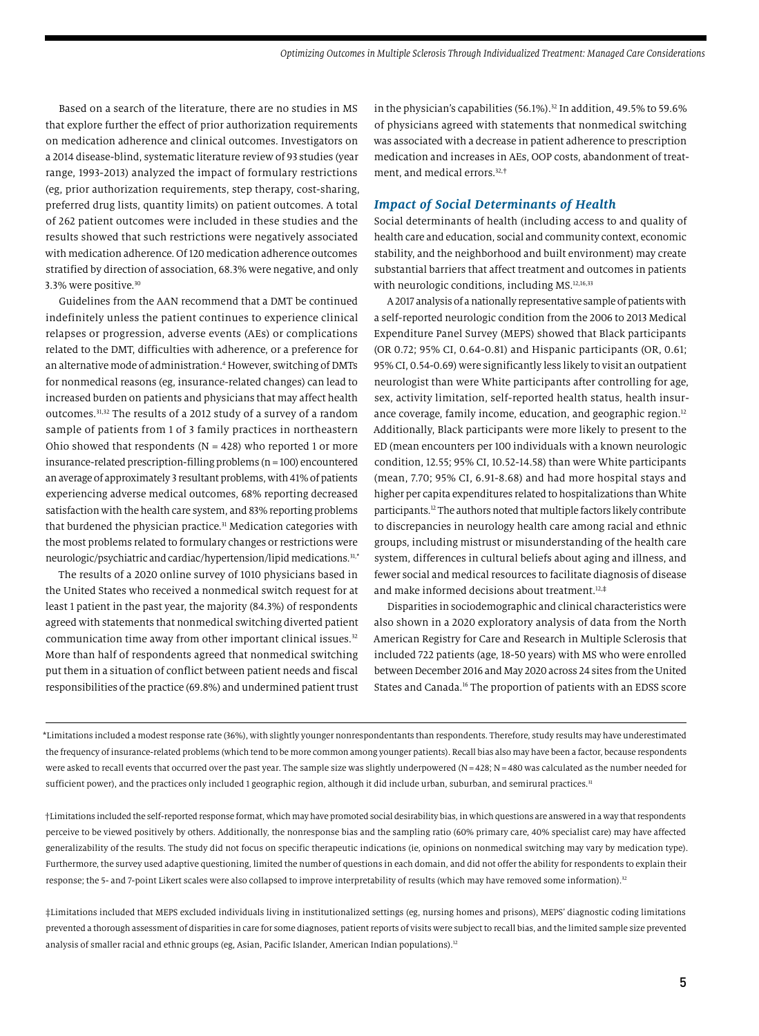Based on a search of the literature, there are no studies in MS that explore further the effect of prior authorization requirements on medication adherence and clinical outcomes. Investigators on a 2014 disease-blind, systematic literature review of 93 studies (year range, 1993-2013) analyzed the impact of formulary restrictions (eg, prior authorization requirements, step therapy, cost-sharing, preferred drug lists, quantity limits) on patient outcomes. A total of 262 patient outcomes were included in these studies and the results showed that such restrictions were negatively associated with medication adherence. Of 120 medication adherence outcomes stratified by direction of association, 68.3% were negative, and only 3.3% were positive.[30]

Guidelines from the AAN recommend that a DMT be continued indefinitely unless the patient continues to experience clinical relapses or progression, adverse events (AEs) or complications related to the DMT, difficulties with adherence, or a preference for an alternative mode of administration.[4] However, switching of DMTs for nonmedical reasons (eg, insurance-related changes) can lead to increased burden on patients and physicians that may affect health outcomes.[31,32] The results of a 2012 study of a survey of a random sample of patients from 1 of 3 family practices in northeastern Ohio showed that respondents (N = 428) who reported 1 or more insurance-related prescription-filling problems (n = 100) encountered an average of approximately 3 resultant problems, with 41% of patients experiencing adverse medical outcomes, 68% reporting decreased satisfaction with the health care system, and 83% reporting problems that burdened the physician practice.[31] Medication categories with the most problems related to formulary changes or restrictions were neurologic/psychiatric and cardiac/hypertension/lipid medications.[31,*]

The results of a 2020 online survey of 1010 physicians based in the United States who received a nonmedical switch request for at least 1 patient in the past year, the majority (84.3%) of respondents agreed with statements that nonmedical switching diverted patient communication time away from other important clinical issues.[32] More than half of respondents agreed that nonmedical switching put them in a situation of conflict between patient needs and fiscal responsibilities of the practice (69.8%) and undermined patient trust in the physician's capabilities (56.1%).[32] In addition, 49.5% to 59.6% of physicians agreed with statements that nonmedical switching was associated with a decrease in patient adherence to prescription medication and increases in AEs, OOP costs, abandonment of treatment, and medical errors.[32,†]

### *Impact of Social Determinants of Health*

Social determinants of health (including access to and quality of health care and education, social and community context, economic stability, and the neighborhood and built environment) may create substantial barriers that affect treatment and outcomes in patients with neurologic conditions, including MS.[12,16,33]

A 2017 analysis of a nationally representative sample of patients with a self-reported neurologic condition from the 2006 to 2013 Medical Expenditure Panel Survey (MEPS) showed that Black participants (OR 0.72; 95% CI, 0.64-0.81) and Hispanic participants (OR, 0.61; 95% CI, 0.54-0.69) were significantly less likely to visit an outpatient neurologist than were White participants after controlling for age, sex, activity limitation, self-reported health status, health insurance coverage, family income, education, and geographic region.[12] Additionally, Black participants were more likely to present to the ED (mean encounters per 100 individuals with a known neurologic condition, 12.55; 95% CI, 10.52-14.58) than were White participants (mean, 7.70; 95% CI, 6.91-8.68) and had more hospital stays and higher per capita expenditures related to hospitalizations than White participants.[12] The authors noted that multiple factors likely contribute to discrepancies in neurology health care among racial and ethnic groups, including mistrust or misunderstanding of the health care system, differences in cultural beliefs about aging and illness, and fewer social and medical resources to facilitate diagnosis of disease and make informed decisions about treatment.[12,‡]

Disparities in sociodemographic and clinical characteristics were also shown in a 2020 exploratory analysis of data from the North American Registry for Care and Research in Multiple Sclerosis that included 722 patients (age, 18-50 years) with MS who were enrolled between December 2016 and May 2020 across 24 sites from the United States and Canada.[16] The proportion of patients with an EDSS score

---

*Limitations included a modest response rate (36%), with slightly younger nonrespondentants than respondents. Therefore, study results may have underestimated the frequency of insurance-related problems (which tend to be more common among younger patients). Recall bias also may have been a factor, because respondents were asked to recall events that occurred over the past year. The sample size was slightly underpowered (N = 428; N = 480 was calculated as the number needed for sufficient power), and the practices only included 1 geographic region, although it did include urban, suburban, and semirural practices.[31]

†Limitations included the self-reported response format, which may have promoted social desirability bias, in which questions are answered in a way that respondents perceive to be viewed positively by others. Additionally, the nonresponse bias and the sampling ratio (60% primary care, 40% specialist care) may have affected generalizability of the results. The study did not focus on specific therapeutic indications (ie, opinions on nonmedical switching may vary by medication type). Furthermore, the survey used adaptive questioning, limited the number of questions in each domain, and did not offer the ability for respondents to explain their response; the 5- and 7-point Likert scales were also collapsed to improve interpretability of results (which may have removed some information).[32]

‡Limitations included that MEPS excluded individuals living in institutionalized settings (eg, nursing homes and prisons), MEPS' diagnostic coding limitations prevented a thorough assessment of disparities in care for some diagnoses, patient reports of visits were subject to recall bias, and the limited sample size prevented analysis of smaller racial and ethnic groups (eg, Asian, Pacific Islander, American Indian populations).[12]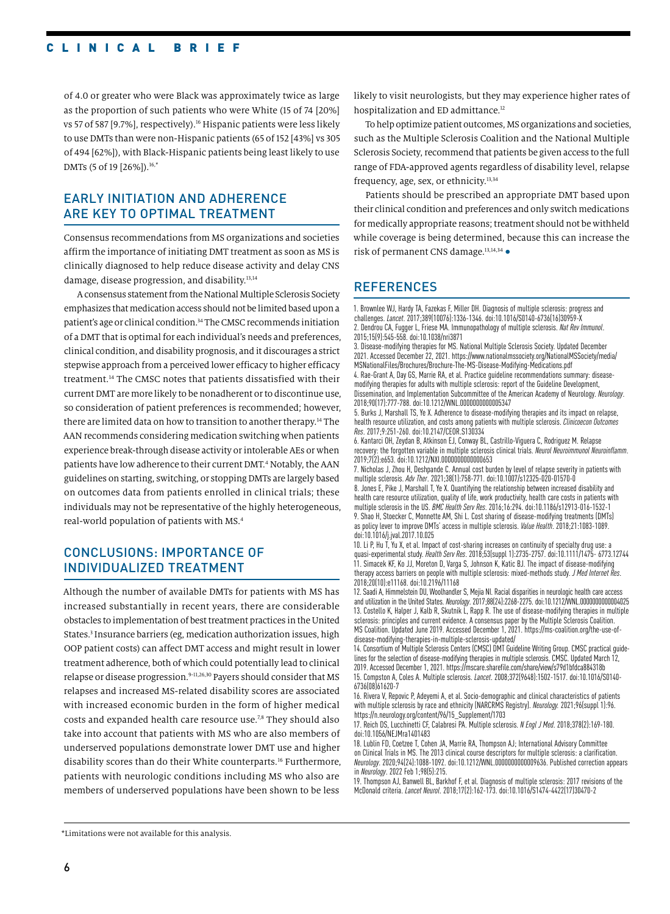of 4.0 or greater who were Black was approximately twice as large as the proportion of such patients who were White (15 of 74 [20%] vs 57 of 587 [9.7%], respectively).[16] Hispanic patients were less likely to use DMTs than were non-Hispanic patients (65 of 152 [43%] vs 305 of 494 [62%]), with Black-Hispanic patients being least likely to use DMTs (5 of 19 [26%]).[16,*]

## EARLY INITIATION AND ADHERENCE ARE KEY TO OPTIMAL TREATMENT

Consensus recommendations from MS organizations and societies affirm the importance of initiating DMT treatment as soon as MS is clinically diagnosed to help reduce disease activity and delay CNS damage, disease progression, and disability.[13,14]

A consensus statement from the National Multiple Sclerosis Society emphasizes that medication access should not be limited based upon a patient's age or clinical condition.[34] The CMSC recommends initiation of a DMT that is optimal for each individual's needs and preferences, clinical condition, and disability prognosis, and it discourages a strict stepwise approach from a perceived lower efficacy to higher efficacy treatment.[14] The CMSC notes that patients dissatisfied with their current DMT are more likely to be nonadherent or to discontinue use, so consideration of patient preferences is recommended; however, there are limited data on how to transition to another therapy.[14] The AAN recommends considering medication switching when patients experience break-through disease activity or intolerable AEs or when patients have low adherence to their current DMT.[4] Notably, the AAN guidelines on starting, switching, or stopping DMTs are largely based on outcomes data from patients enrolled in clinical trials; these individuals may not be representative of the highly heterogeneous, real-world population of patients with MS.[4]

## CONCLUSIONS: IMPORTANCE OF INDIVIDUALIZED TREATMENT

Although the number of available DMTs for patients with MS has increased substantially in recent years, there are considerable obstacles to implementation of best treatment practices in the United States.[3] Insurance barriers (eg, medication authorization issues, high OOP patient costs) can affect DMT access and might result in lower treatment adherence, both of which could potentially lead to clinical relapse or disease progression.[9-11,26,30] Payers should consider that MS relapses and increased MS-related disability scores are associated with increased economic burden in the form of higher medical costs and expanded health care resource use.[7,8] They should also take into account that patients with MS who are also members of underserved populations demonstrate lower DMT use and higher disability scores than do their White counterparts.[16] Furthermore, patients with neurologic conditions including MS who also are members of underserved populations have been shown to be less likely to visit neurologists, but they may experience higher rates of hospitalization and ED admittance.[12]

To help optimize patient outcomes, MS organizations and societies, such as the Multiple Sclerosis Coalition and the National Multiple Sclerosis Society, recommend that patients be given access to the full range of FDA-approved agents regardless of disability level, relapse frequency, age, sex, or ethnicity.[13,34]

Patients should be prescribed an appropriate DMT based upon their clinical condition and preferences and only switch medications for medically appropriate reasons; treatment should not be withheld while coverage is being determined, because this can increase the risk of permanent CNS damage.[13,14,34] ●

## REFERENCES

1. Brownlee WJ, Hardy TA, Fazekas F, Miller DH. Diagnosis of multiple sclerosis: progress and challenges. *Lancet*. 2017;389(10076):1336-1346. doi:10.1016/S0140-6736(16)30959-X
2. Dendrou CA, Fugger L, Friese MA. Immunopathology of multiple sclerosis. *Nat Rev Immunol*. 2015;15(9):545-558. doi:10.1038/nri3871
3. Disease-modifying therapies for MS. National Multiple Sclerosis Society. Updated December 2021. Accessed December 22, 2021. https://www.nationalmssociety.org/NationalMSSociety/media/MSNationalFiles/Brochures/Brochure-The-MS-Disease-Modifying-Medications.pdf
4. Rae-Grant A, Day GS, Marrie RA, et al. Practice guideline recommendations summary: disease-modifying therapies for adults with multiple sclerosis: report of the Guideline Development, Dissemination, and Implementation Subcommittee of the American Academy of Neurology. *Neurology*. 2018;90(17):777-788. doi:10.1212/WNL.0000000000005347
5. Burks J, Marshall TS, Ye X. Adherence to disease-modifying therapies and its impact on relapse, health resource utilization, and costs among patients with multiple sclerosis. *Clinicoecon Outcomes Res*. 2017;9:251-260. doi:10.2147/CEOR.S130334
6. Kantarci OH, Zeydan B, Atkinson EJ, Conway BL, Castrillo-Viguera C, Rodriguez M. Relapse recovery: the forgotten variable in multiple sclerosis clinical trials. *Neurol Neuroimmunol Neuroinflamm*. 2019;7(2):e653. doi:10.1212/NXI.0000000000000653
7. Nicholas J, Zhou H, Deshpande C. Annual cost burden by level of relapse severity in patients with multiple sclerosis. *Adv Ther*. 2021;38(1):758-771. doi:10.1007/s12325-020-01570-0
8. Jones E, Pike J, Marshall T, Ye X. Quantifying the relationship between increased disability and health care resource utilization, quality of life, work productivity, health care costs in patients with multiple sclerosis in the US. *BMC Health Serv Res*. 2016;16:294. doi:10.1186/s12913-016-1532-1
9. Shao H, Stoecker C, Monnette AM, Shi L. Cost sharing of disease-modifying treatments (DMTs) as policy lever to improve DMTs' access in multiple sclerosis. *Value Health*. 2018;21:1083-1089. doi:10.1016/j.jval.2017.10.025
10. Li P, Hu T, Yu X, et al. Impact of cost-sharing increases on continuity of specialty drug use: a quasi-experimental study. *Health Serv Res*. 2018;53(suppl 1):2735-2757. doi:10.1111/1475- 6773.12744
11. Simacek KF, Ko JJ, Moreton D, Varga S, Johnson K, Katic BJ. The impact of disease-modifying therapy access barriers on people with multiple sclerosis: mixed-methods study. *J Med Internet Res*. 2018;20(10):e11168. doi:10.2196/11168
12. Saadi A, Himmelstein DU, Woolhandler S, Mejia NI. Racial disparities in neurologic health care access and utilization in the United States. *Neurology*. 2017;88(24):2268-2275. doi:10.1212/WNL.0000000000004025
13. Costello K, Halper J, Kalb R, Skutnik L, Rapp R. The use of disease-modifying therapies in multiple sclerosis: principles and current evidence. A consensus paper by the Multiple Sclerosis Coalition. MS Coalition. Updated June 2019. Accessed December 1, 2021. https://ms-coalition.org/the-use-of-disease-modifying-therapies-in-multiple-sclerosis-updated/
14. Consortium of Multiple Sclerosis Centers (CMSC) DMT Guideline Writing Group. CMSC practical guidelines for the selection of disease-modifying therapies in multiple sclerosis. CMSC. Updated March 12, 2019. Accessed December 1, 2021. https://mscare.sharefile.com/share/view/s79d1bfdca884318b
15. Compston A, Coles A. Multiple sclerosis. *Lancet*. 2008;372(9648):1502-1517. doi:10.1016/S0140-6736(08)61620-7
16. Rivera V, Repovic P, Adeyemi A, et al. Socio-demographic and clinical characteristics of patients with multiple sclerosis by race and ethnicity (NARCRMS Registry). *Neurology.* 2021;96(suppl 1):96. https://n.neurology.org/content/96/15_Supplement/1703
17. Reich DS, Lucchinetti CF, Calabresi PA. Multiple sclerosis. *N Engl J Med*. 2018;378(2):169-180. doi:10.1056/NEJMra1401483
18. Lublin FD, Coetzee T, Cohen JA, Marrie RA, Thompson AJ; International Advisory Committee on Clinical Trials in MS. The 2013 clinical course descriptors for multiple sclerosis: a clarification. *Neurology*. 2020;94(24):1088-1092. doi:10.1212/WNL.0000000000009636. Published correction appears in *Neurology*. 2022 Feb 1;98(5):215.
19. Thompson AJ, Banwell BL, Barkhof F, et al. Diagnosis of multiple sclerosis: 2017 revisions of the McDonald criteria. *Lancet Neurol*. 2018;17(2):162-173. doi:10.1016/S1474-4422(17)30470-2

*Limitations were not available for this analysis.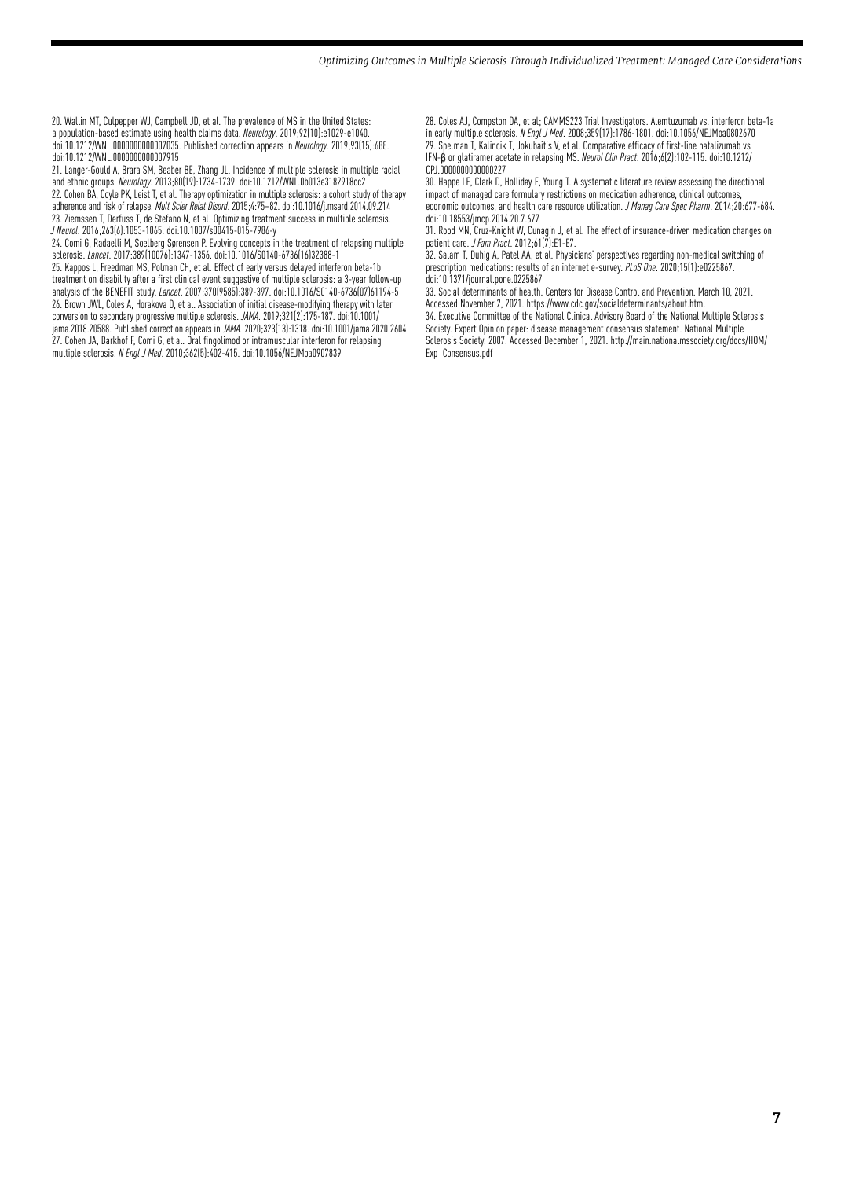20. Wallin MT, Culpepper WJ, Campbell JD, et al. The prevalence of MS in the United States: a population-based estimate using health claims data. *Neurology*. 2019;92(10):e1029-e1040. doi:10.1212/WNL.0000000000007035. Published correction appears in *Neurology*. 2019;93(15):688. doi:10.1212/WNL.0000000000007915

21. Langer-Gould A, Brara SM, Beaber BE, Zhang JL. Incidence of multiple sclerosis in multiple racial and ethnic groups. *Neurology*. 2013;80(19):1734-1739. doi:10.1212/WNL.0b013e3182918cc2

22. Cohen BA, Coyle PK, Leist T, et al. Therapy optimization in multiple sclerosis: a cohort study of therapy adherence and risk of relapse. *Mult Scler Relat Disord*. 2015;4:75–82. doi:10.1016/j.msard.2014.09.214

23. Ziemssen T, Derfuss T, de Stefano N, et al. Optimizing treatment success in multiple sclerosis. *J Neurol*. 2016;263(6):1053-1065. doi:10.1007/s00415-015-7986-y

24. Comi G, Radaelli M, Soelberg Sørensen P. Evolving concepts in the treatment of relapsing multiple sclerosis. *Lancet*. 2017;389(10076):1347-1356. doi:10.1016/S0140-6736(16)32388-1

25. Kappos L, Freedman MS, Polman CH, et al. Effect of early versus delayed interferon beta-1b treatment on disability after a first clinical event suggestive of multiple sclerosis: a 3-year follow-up analysis of the BENEFIT study. *Lancet*. 2007;370(9585):389-397. doi:10.1016/S0140-6736(07)61194-5

26. Brown JWL, Coles A, Horakova D, et al. Association of initial disease-modifying therapy with later conversion to secondary progressive multiple sclerosis. *JAMA*. 2019;321(2):175-187. doi:10.1001/jama.2018.20588. Published correction appears in *JAMA*. 2020;323(13):1318. doi:10.1001/jama.2020.2604

27. Cohen JA, Barkhof F, Comi G, et al. Oral fingolimod or intramuscular interferon for relapsing multiple sclerosis. *N Engl J Med*. 2010;362(5):402-415. doi:10.1056/NEJMoa0907839

28. Coles AJ, Compston DA, et al; CAMMS223 Trial Investigators. Alemtuzumab vs. interferon beta-1a in early multiple sclerosis. *N Engl J Med*. 2008;359(17):1786-1801. doi:10.1056/NEJMoa0802670

29. Spelman T, Kalincik T, Jokubaitis V, et al. Comparative efficacy of first-line natalizumab vs IFN-β or glatiramer acetate in relapsing MS. *Neurol Clin Pract*. 2016;6(2):102-115. doi:10.1212/CPJ.0000000000000227

30. Happe LE, Clark D, Holliday E, Young T. A systematic literature review assessing the directional impact of managed care formulary restrictions on medication adherence, clinical outcomes, economic outcomes, and health care resource utilization. *J Manag Care Spec Pharm*. 2014;20:677-684. doi:10.18553/jmcp.2014.20.7.677

31. Rood MN, Cruz-Knight W, Cunagin J, et al. The effect of insurance-driven medication changes on patient care. *J Fam Pract*. 2012;61(7):E1-E7.

32. Salam T, Duhig A, Patel AA, et al. Physicians' perspectives regarding non-medical switching of prescription medications: results of an internet e-survey. *PLoS One*. 2020;15(1):e0225867. doi:10.1371/journal.pone.0225867

33. Social determinants of health. Centers for Disease Control and Prevention. March 10, 2021. Accessed November 2, 2021. https://www.cdc.gov/socialdeterminants/about.html

34. Executive Committee of the National Clinical Advisory Board of the National Multiple Sclerosis Society. Expert Opinion paper: disease management consensus statement. National Multiple Sclerosis Society. 2007. Accessed December 1, 2021. http://main.nationalmssociety.org/docs/HOM/Exp_Consensus.pdf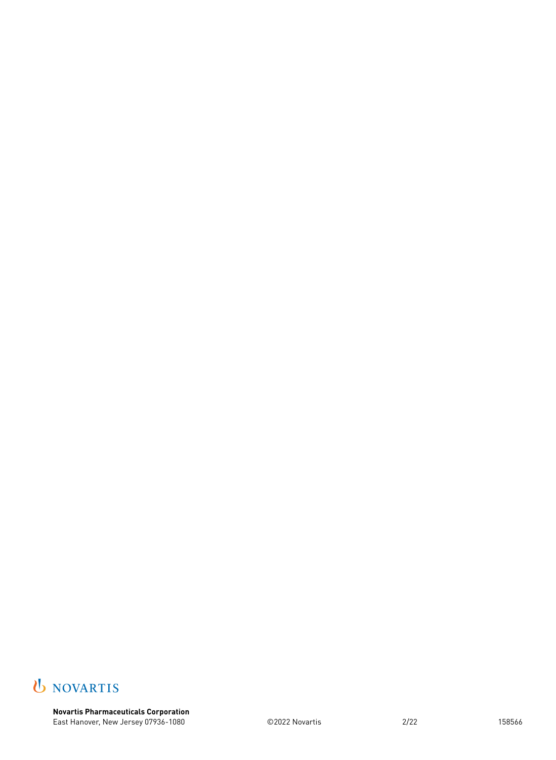NOVARTIS

**Novartis Pharmaceuticals Corporation**
East Hanover, New Jersey 07936-1080

©2022 Novartis 2/22 158566